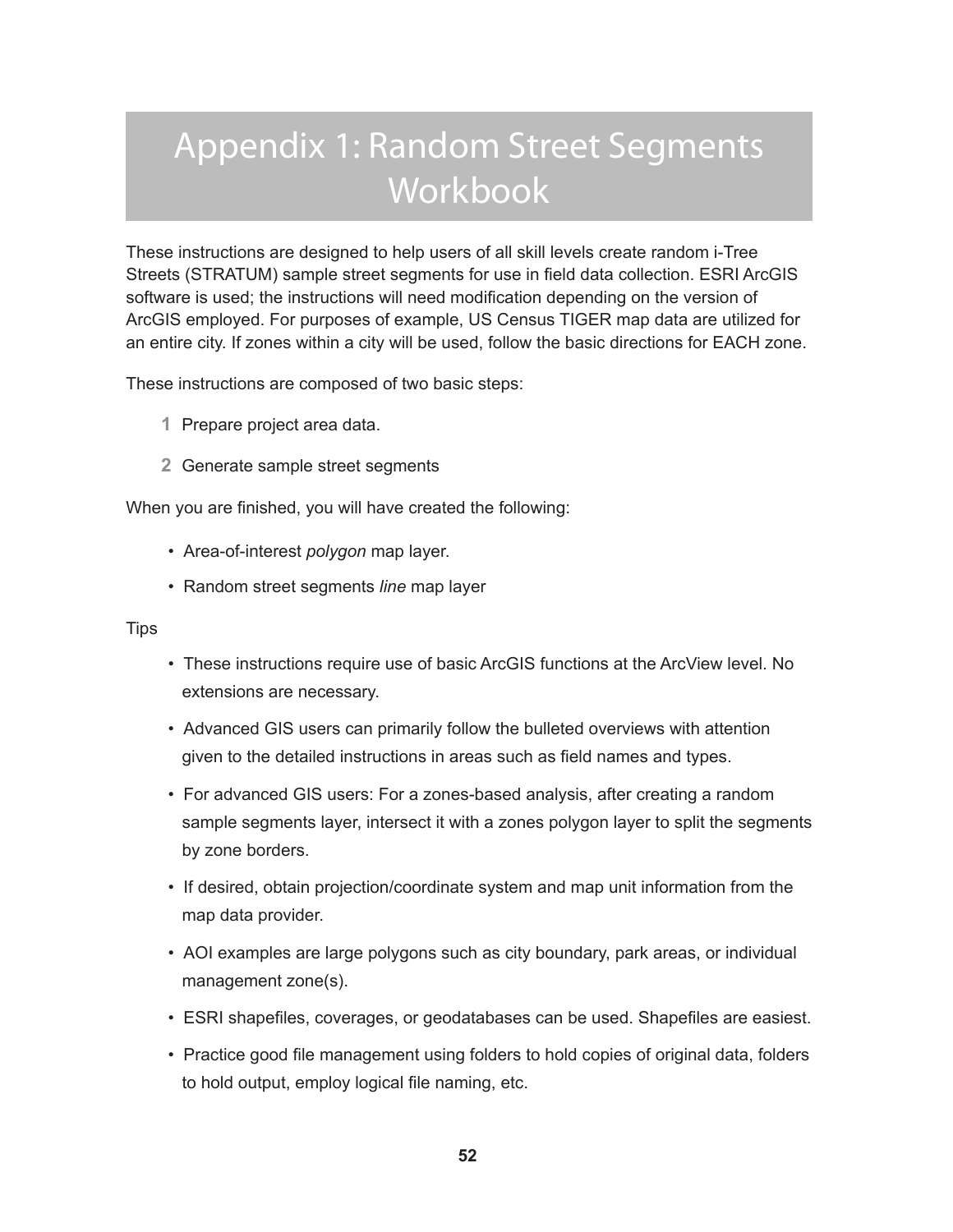# Appendix 1: Random Street Segments Workbook

These instructions are designed to help users of all skill levels create random i-Tree Streets (STRATUM) sample street segments for use in field data collection. ESRI ArcGIS software is used; the instructions will need modification depending on the version of ArcGIS employed. For purposes of example, US Census TIGER map data are utilized for an entire city. If zones within a city will be used, follow the basic directions for EACH zone.

These instructions are composed of two basic steps:

1. Prepare project area data.
2. Generate sample street segments

When you are finished, you will have created the following:

- Area-of-interest *polygon* map layer.
- Random street segments *line* map layer

Tips

- These instructions require use of basic ArcGIS functions at the ArcView level. No extensions are necessary.
- Advanced GIS users can primarily follow the bulleted overviews with attention given to the detailed instructions in areas such as field names and types.
- For advanced GIS users: For a zones-based analysis, after creating a random sample segments layer, intersect it with a zones polygon layer to split the segments by zone borders.
- If desired, obtain projection/coordinate system and map unit information from the map data provider.
- AOI examples are large polygons such as city boundary, park areas, or individual management zone(s).
- ESRI shapefiles, coverages, or geodatabases can be used. Shapefiles are easiest.
- Practice good file management using folders to hold copies of original data, folders to hold output, employ logical file naming, etc.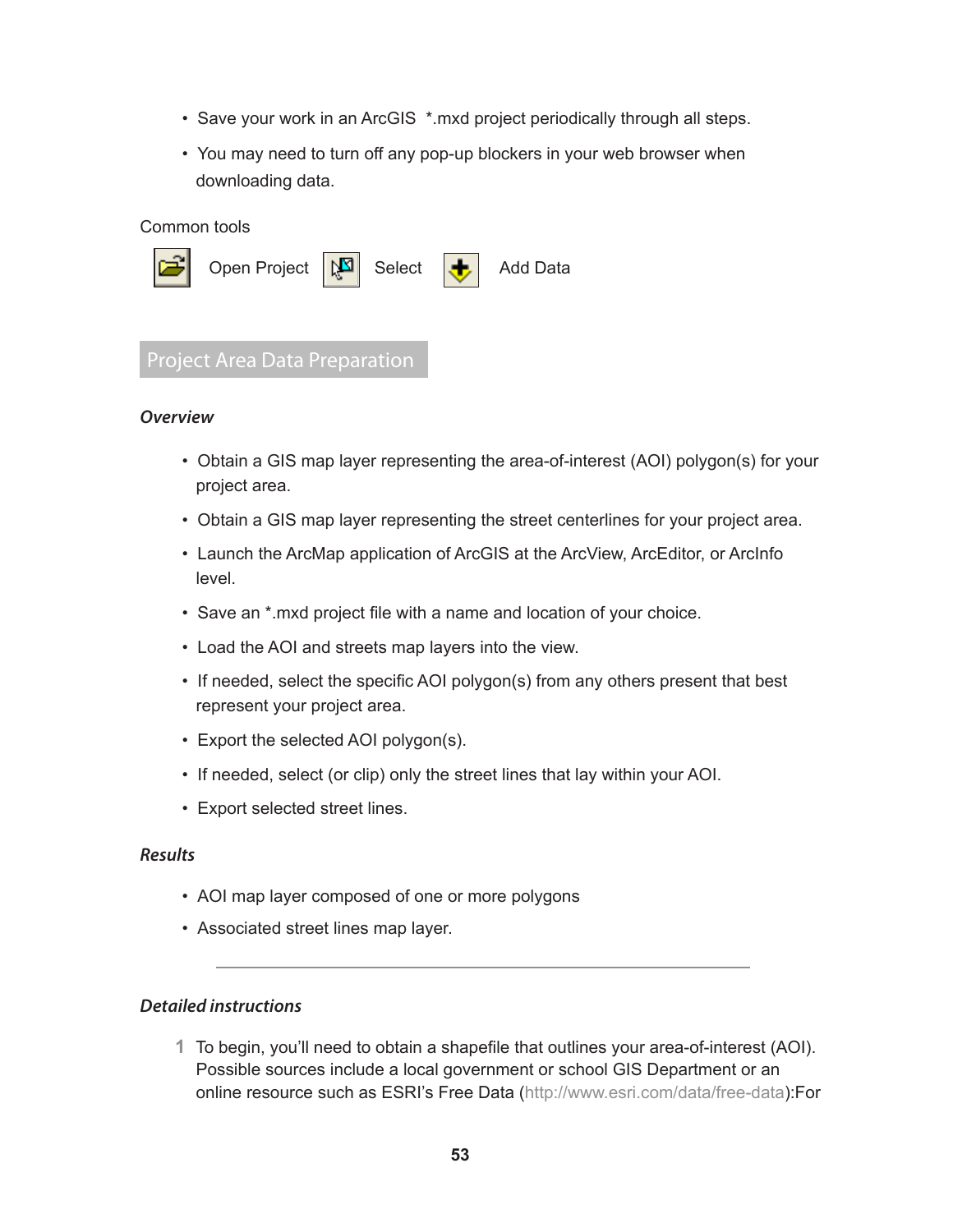- Save your work in an ArcGIS  *.mxd project periodically through all steps.
- You may need to turn off any pop-up blockers in your web browser when downloading data.

Common tools

Open Project Select Add Data

## Project Area Data Preparation

***Overview***

- Obtain a GIS map layer representing the area-of-interest (AOI) polygon(s) for your project area.
- Obtain a GIS map layer representing the street centerlines for your project area.
- Launch the ArcMap application of ArcGIS at the ArcView, ArcEditor, or ArcInfo level.
- Save an *.mxd project file with a name and location of your choice.
- Load the AOI and streets map layers into the view.
- If needed, select the specific AOI polygon(s) from any others present that best represent your project area.
- Export the selected AOI polygon(s).
- If needed, select (or clip) only the street lines that lay within your AOI.
- Export selected street lines.

***Results***

- AOI map layer composed of one or more polygons
- Associated street lines map layer.

---

***Detailed instructions***

1 To begin, you'll need to obtain a shapefile that outlines your area-of-interest (AOI). Possible sources include a local government or school GIS Department or an online resource such as ESRI's Free Data (http://www.esri.com/data/free-data):For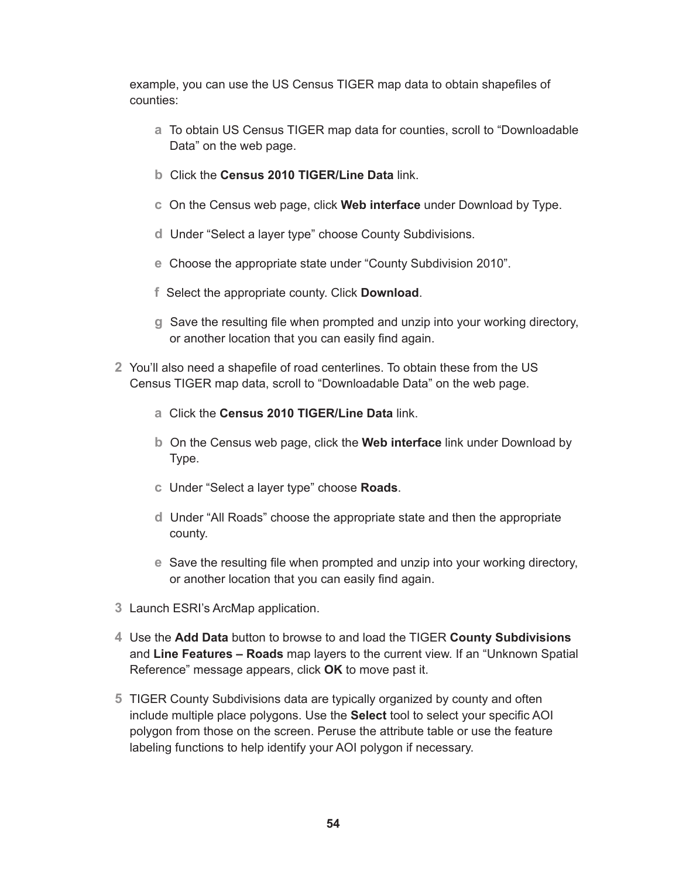example, you can use the US Census TIGER map data to obtain shapefiles of counties:

   a. To obtain US Census TIGER map data for counties, scroll to “Downloadable Data” on the web page.

   b. Click the **Census 2010 TIGER/Line Data** link.

   c. On the Census web page, click **Web interface** under Download by Type.

   d. Under “Select a layer type” choose County Subdivisions.

   e. Choose the appropriate state under “County Subdivision 2010”.

   f. Select the appropriate county. Click **Download**.

   g. Save the resulting file when prompted and unzip into your working directory, or another location that you can easily find again.

2. You’ll also need a shapefile of road centerlines. To obtain these from the US Census TIGER map data, scroll to “Downloadable Data” on the web page.

   a. Click the **Census 2010 TIGER/Line Data** link.

   b. On the Census web page, click the **Web interface** link under Download by Type.

   c. Under “Select a layer type” choose **Roads**.

   d. Under “All Roads” choose the appropriate state and then the appropriate county.

   e. Save the resulting file when prompted and unzip into your working directory, or another location that you can easily find again.

3. Launch ESRI’s ArcMap application.

4. Use the **Add Data** button to browse to and load the TIGER **County Subdivisions** and **Line Features – Roads** map layers to the current view. If an “Unknown Spatial Reference” message appears, click **OK** to move past it.

5. TIGER County Subdivisions data are typically organized by county and often include multiple place polygons. Use the **Select** tool to select your specific AOI polygon from those on the screen. Peruse the attribute table or use the feature labeling functions to help identify your AOI polygon if necessary.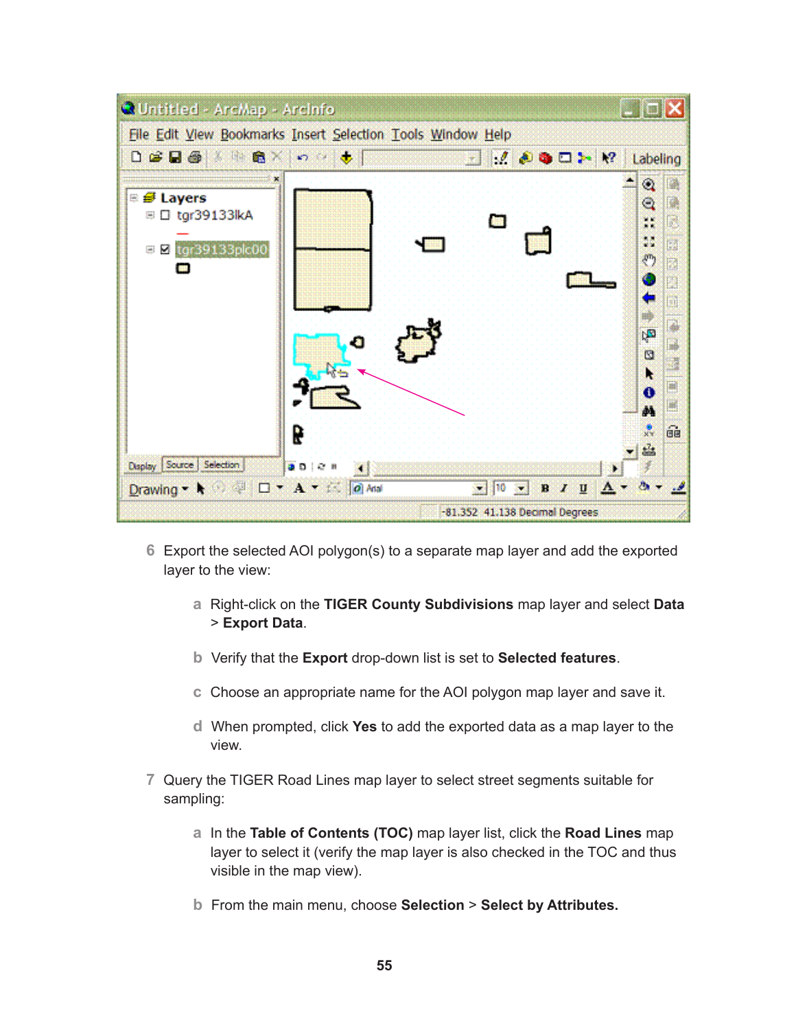6 Export the selected AOI polygon(s) to a separate map layer and add the exported layer to the view:

   a Right-click on the **TIGER County Subdivisions** map layer and select **Data** > **Export Data**.

   b Verify that the **Export** drop-down list is set to **Selected features**.

   c Choose an appropriate name for the AOI polygon map layer and save it.

   d When prompted, click **Yes** to add the exported data as a map layer to the view.

7 Query the TIGER Road Lines map layer to select street segments suitable for sampling:

   a In the **Table of Contents (TOC)** map layer list, click the **Road Lines** map layer to select it (verify the map layer is also checked in the TOC and thus visible in the map view).

   b From the main menu, choose **Selection** > **Select by Attributes.**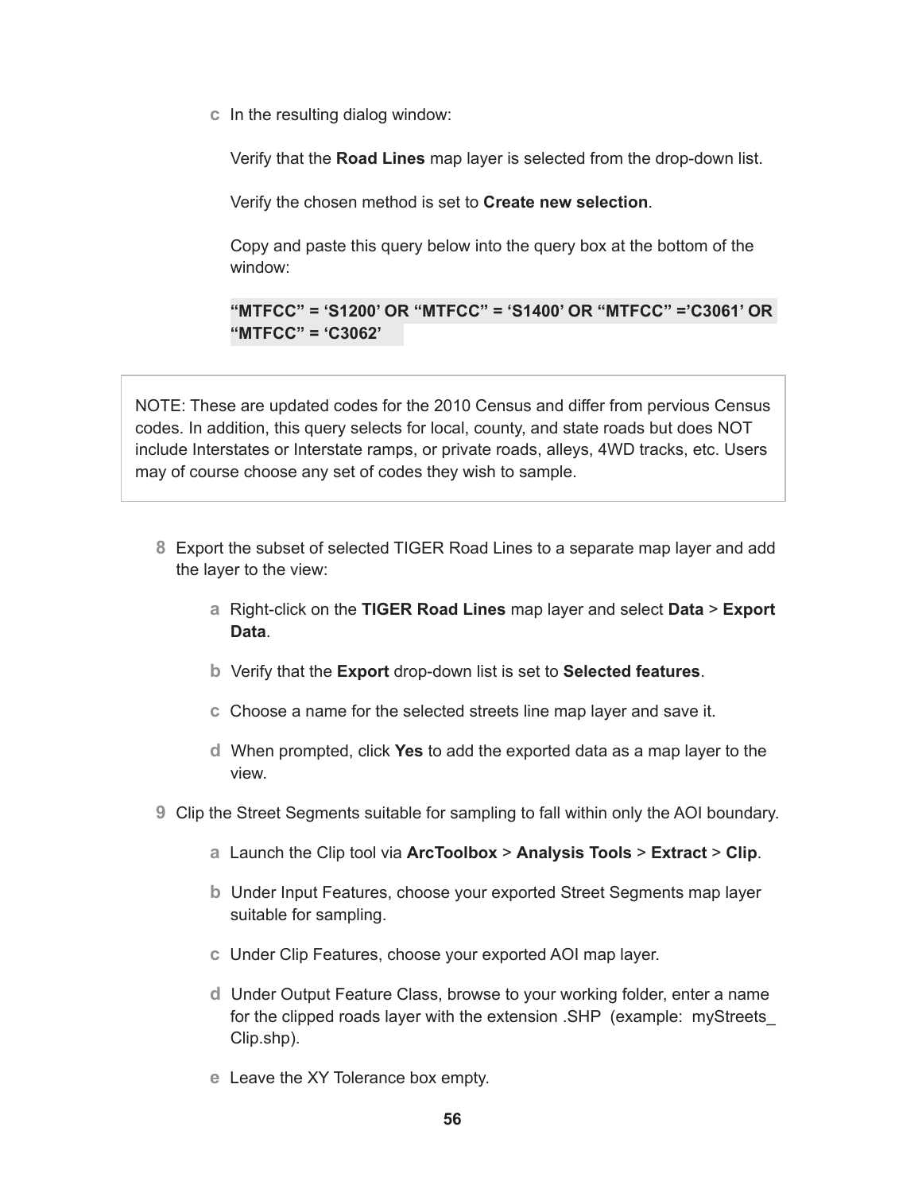c In the resulting dialog window:

Verify that the **Road Lines** map layer is selected from the drop-down list.

Verify the chosen method is set to **Create new selection**.

Copy and paste this query below into the query box at the bottom of the window:

**“MTFCC” = ‘S1200’ OR “MTFCC” = ‘S1400’ OR “MTFCC” =’C3061’ OR “MTFCC” = ‘C3062’**

> NOTE: These are updated codes for the 2010 Census and differ from pervious Census codes. In addition, this query selects for local, county, and state roads but does NOT include Interstates or Interstate ramps, or private roads, alleys, 4WD tracks, etc. Users may of course choose any set of codes they wish to sample.

8 Export the subset of selected TIGER Road Lines to a separate map layer and add the layer to the view:

a Right-click on the **TIGER Road Lines** map layer and select **Data** > **Export Data**.

b Verify that the **Export** drop-down list is set to **Selected features**.

c Choose a name for the selected streets line map layer and save it.

d When prompted, click **Yes** to add the exported data as a map layer to the view.

9 Clip the Street Segments suitable for sampling to fall within only the AOI boundary.

a Launch the Clip tool via **ArcToolbox** > **Analysis Tools** > **Extract** > **Clip**.

b Under Input Features, choose your exported Street Segments map layer suitable for sampling.

c Under Clip Features, choose your exported AOI map layer.

d Under Output Feature Class, browse to your working folder, enter a name for the clipped roads layer with the extension .SHP (example: myStreets_Clip.shp).

e Leave the XY Tolerance box empty.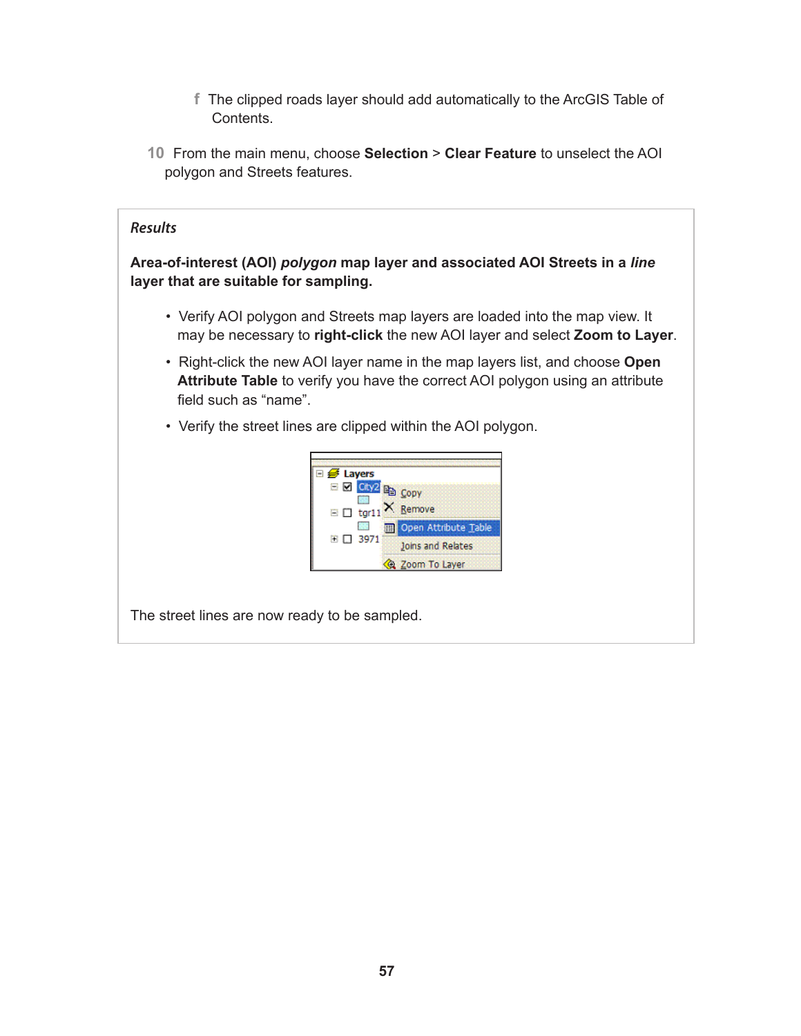f. The clipped roads layer should add automatically to the ArcGIS Table of Contents.

10. From the main menu, choose **Selection** > **Clear Feature** to unselect the AOI polygon and Streets features.

***Results***

**Area-of-interest (AOI) *polygon* map layer and associated AOI Streets in a *line* layer that are suitable for sampling.**

- Verify AOI polygon and Streets map layers are loaded into the map view. It may be necessary to **right-click** the new AOI layer and select **Zoom to Layer**.
- Right-click the new AOI layer name in the map layers list, and choose **Open Attribute Table** to verify you have the correct AOI polygon using an attribute field such as "name".
- Verify the street lines are clipped within the AOI polygon.

The street lines are now ready to be sampled.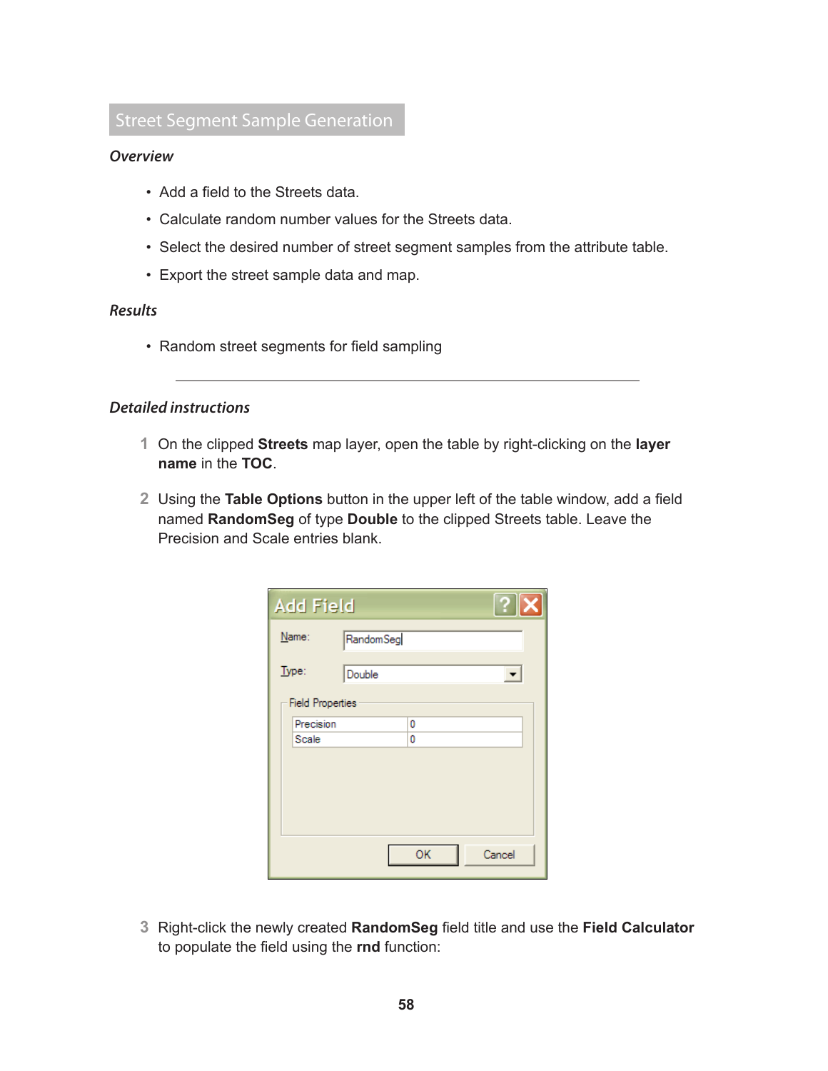## Street Segment Sample Generation

### *Overview*

- Add a field to the Streets data.
- Calculate random number values for the Streets data.
- Select the desired number of street segment samples from the attribute table.
- Export the street sample data and map.

### *Results*

- Random street segments for field sampling

---

### *Detailed instructions*

1. On the clipped **Streets** map layer, open the table by right-clicking on the **layer name** in the **TOC**.

2. Using the **Table Options** button in the upper left of the table window, add a field named **RandomSeg** of type **Double** to the clipped Streets table. Leave the Precision and Scale entries blank.

3. Right-click the newly created **RandomSeg** field title and use the **Field Calculator** to populate the field using the **rnd** function: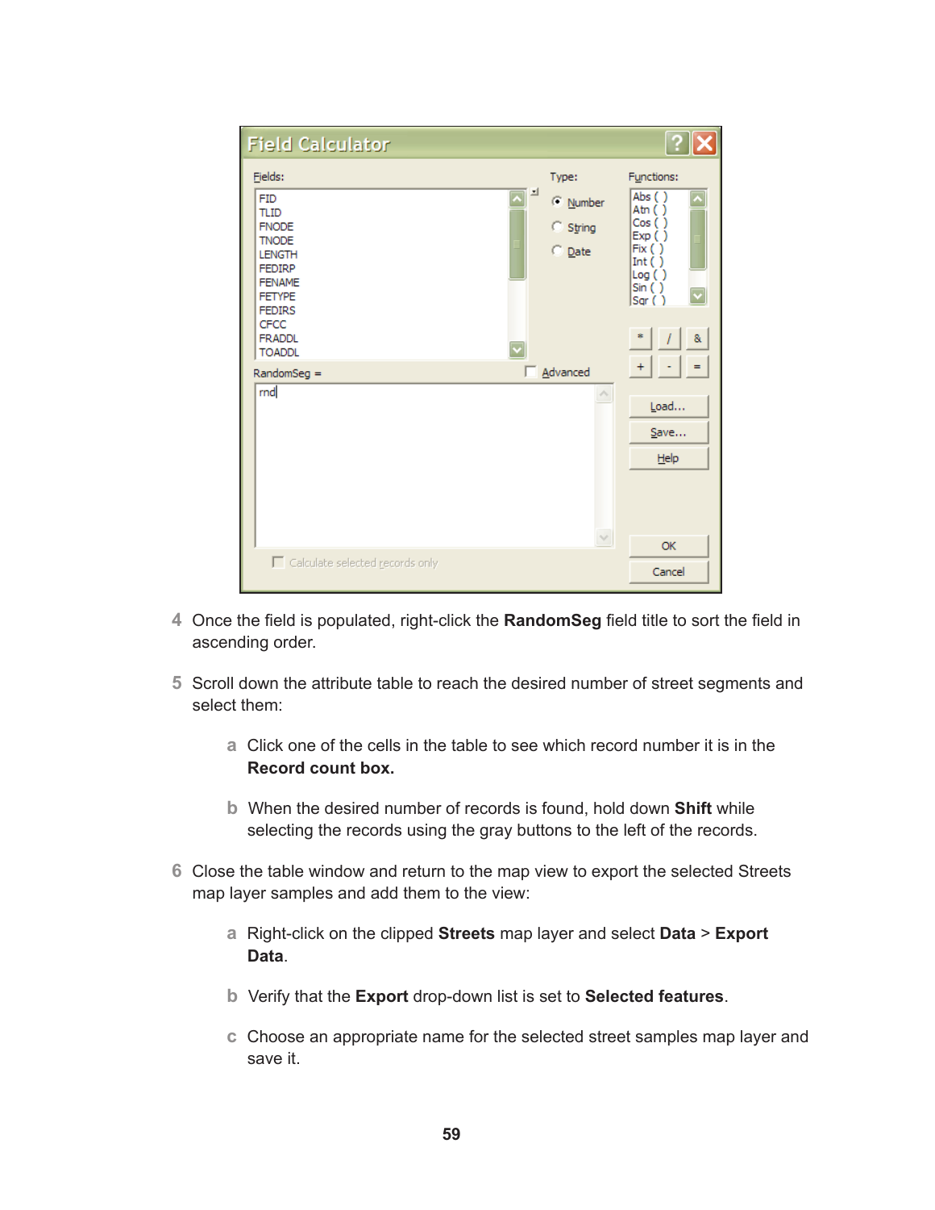4. Once the field is populated, right-click the **RandomSeg** field title to sort the field in ascending order.

5. Scroll down the attribute table to reach the desired number of street segments and select them:

   a. Click one of the cells in the table to see which record number it is in the **Record count box.**

   b. When the desired number of records is found, hold down **Shift** while selecting the records using the gray buttons to the left of the records.

6. Close the table window and return to the map view to export the selected Streets map layer samples and add them to the view:

   a. Right-click on the clipped **Streets** map layer and select **Data** > **Export Data**.

   b. Verify that the **Export** drop-down list is set to **Selected features**.

   c. Choose an appropriate name for the selected street samples map layer and save it.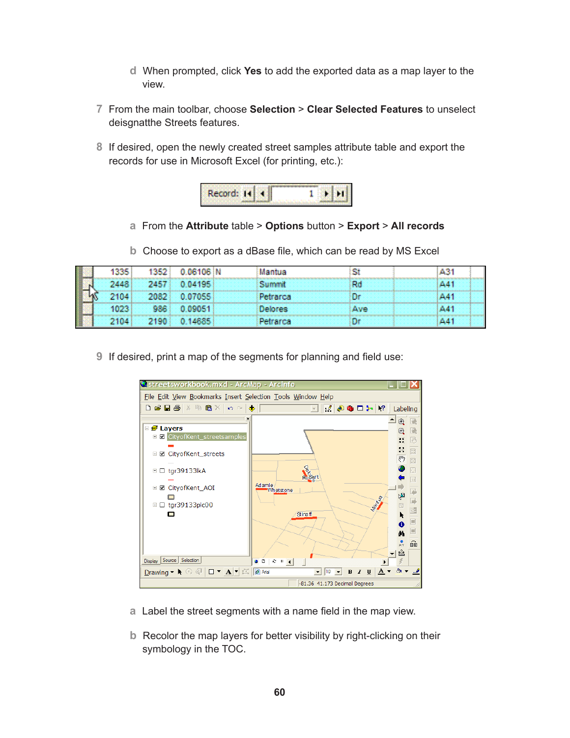d When prompted, click **Yes** to add the exported data as a map layer to the view.

7 From the main toolbar, choose **Selection** > **Clear Selected Features** to unselect deisgnatthe Streets features.

8 If desired, open the newly created street samples attribute table and export the records for use in Microsoft Excel (for printing, etc.):

a From the **Attribute** table > **Options** button > **Export** > **All records**

b Choose to export as a dBase file, which can be read by MS Excel

| 1335 | 1352 | 0.06106 | N | Mantua | St | | A31 |
|---|---|---|---|---|---|---|---|
| 2448 | 2457 | 0.04195 | | Summit | Rd | | A41 |
| 2104 | 2082 | 0.07055 | | Petrarca | Dr | | A41 |
| 1023 | 986 | 0.09051 | | Delores | Ave | | A41 |
| 2104 | 2190 | 0.14685 | | Petrarca | Dr | | A41 |

9 If desired, print a map of the segments for planning and field use:

a Label the street segments with a name field in the map view.

b Recolor the map layers for better visibility by right-clicking on their symbology in the TOC.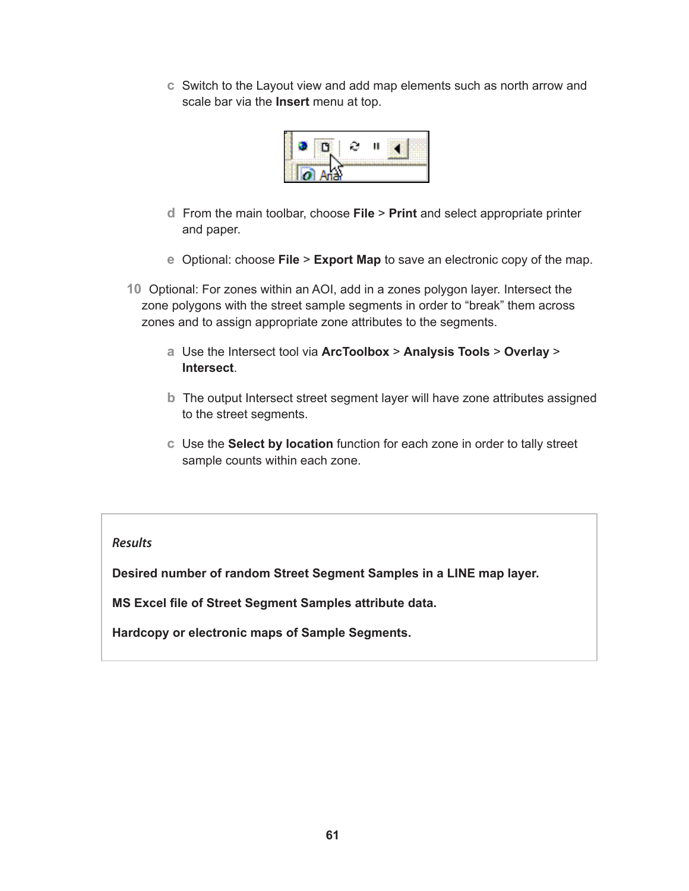c Switch to the Layout view and add map elements such as north arrow and scale bar via the **Insert** menu at top.

d From the main toolbar, choose **File** > **Print** and select appropriate printer and paper.

e Optional: choose **File** > **Export Map** to save an electronic copy of the map.

10 Optional: For zones within an AOI, add in a zones polygon layer. Intersect the zone polygons with the street sample segments in order to "break" them across zones and to assign appropriate zone attributes to the segments.

a Use the Intersect tool via **ArcToolbox** > **Analysis Tools** > **Overlay** > **Intersect**.

b The output Intersect street segment layer will have zone attributes assigned to the street segments.

c Use the **Select by location** function for each zone in order to tally street sample counts within each zone.

*Results*

**Desired number of random Street Segment Samples in a LINE map layer.**

**MS Excel file of Street Segment Samples attribute data.**

**Hardcopy or electronic maps of Sample Segments.**